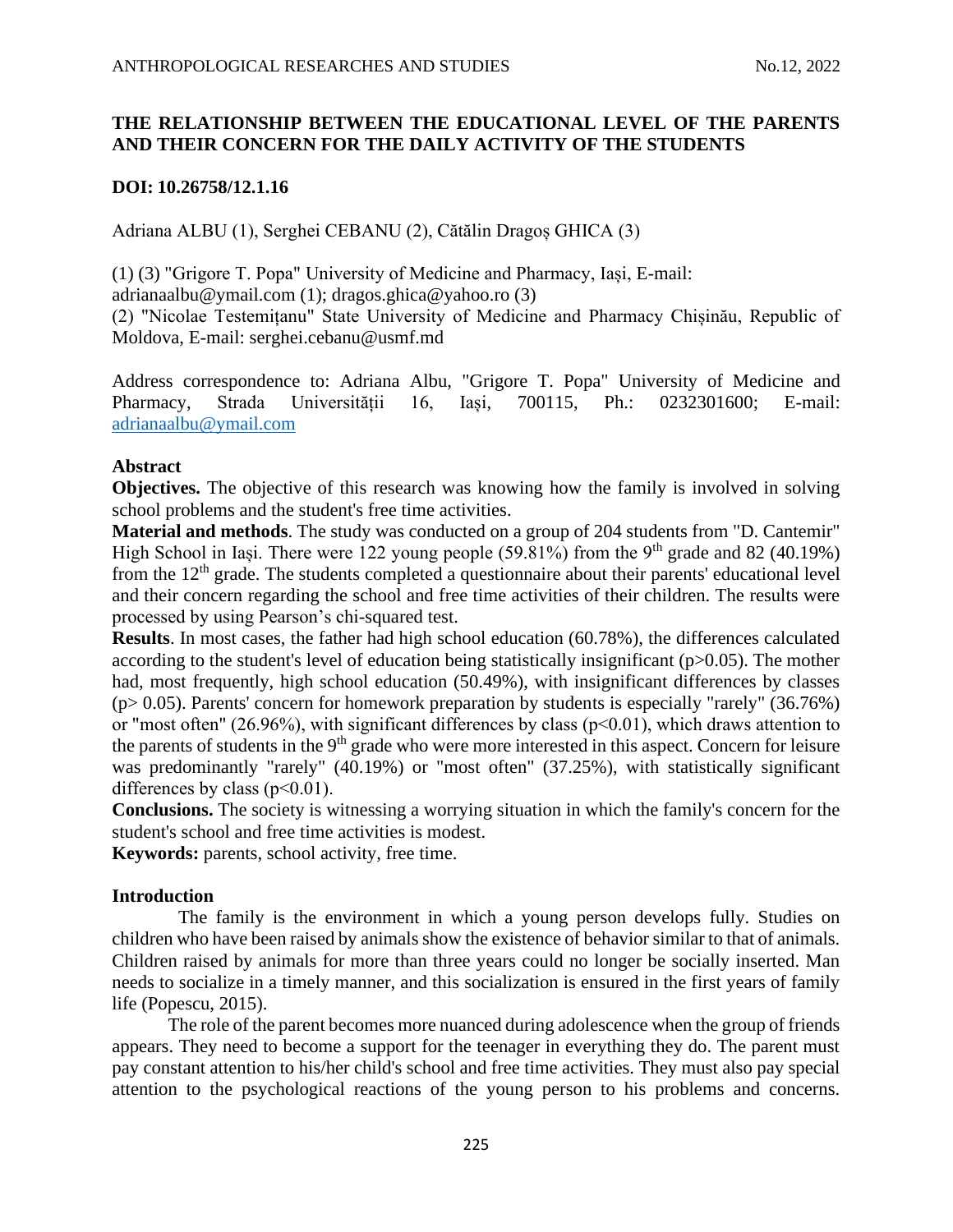# THE RELATIONSHIP BETWEEN THE EDUCATIONAL LEVEL OF THE PARENTS AND THEIR CONCERN FOR THE DAILY ACTIVITY OF THE STUDENTS

**DOI: 10.26758/12.1.16**

Adriana ALBU (1), Serghei CEBANU (2), Cătălin Dragoș GHICA (3)

(1) (3) "Grigore T. Popa" University of Medicine and Pharmacy, Iași, E-mail: adrianaalbu@ymail.com (1); dragos.ghica@yahoo.ro (3)
(2) "Nicolae Testemițanu" State University of Medicine and Pharmacy Chișinău, Republic of Moldova, E-mail: serghei.cebanu@usmf.md

Address correspondence to: Adriana Albu, "Grigore T. Popa" University of Medicine and Pharmacy, Strada Universității 16, Iași, 700115, Ph.: 0232301600; E-mail: adrianaalbu@ymail.com

## Abstract

**Objectives.** The objective of this research was knowing how the family is involved in solving school problems and the student's free time activities.

**Material and methods**. The study was conducted on a group of 204 students from "D. Cantemir" High School in Iași. There were 122 young people (59.81%) from the 9th grade and 82 (40.19%) from the 12th grade. The students completed a questionnaire about their parents' educational level and their concern regarding the school and free time activities of their children. The results were processed by using Pearson's chi-squared test.

**Results**. In most cases, the father had high school education (60.78%), the differences calculated according to the student's level of education being statistically insignificant ($p>0.05$). The mother had, most frequently, high school education (50.49%), with insignificant differences by classes ($p> 0.05$). Parents' concern for homework preparation by students is especially "rarely" (36.76%) or "most often" (26.96%), with significant differences by class ($p<0.01$), which draws attention to the parents of students in the 9th grade who were more interested in this aspect. Concern for leisure was predominantly "rarely" (40.19%) or "most often" (37.25%), with statistically significant differences by class ($p<0.01$).

**Conclusions.** The society is witnessing a worrying situation in which the family's concern for the student's school and free time activities is modest.

**Keywords:** parents, school activity, free time.

## Introduction

The family is the environment in which a young person develops fully. Studies on children who have been raised by animals show the existence of behavior similar to that of animals. Children raised by animals for more than three years could no longer be socially inserted. Man needs to socialize in a timely manner, and this socialization is ensured in the first years of family life (Popescu, 2015).

The role of the parent becomes more nuanced during adolescence when the group of friends appears. They need to become a support for the teenager in everything they do. The parent must pay constant attention to his/her child's school and free time activities. They must also pay special attention to the psychological reactions of the young person to his problems and concerns.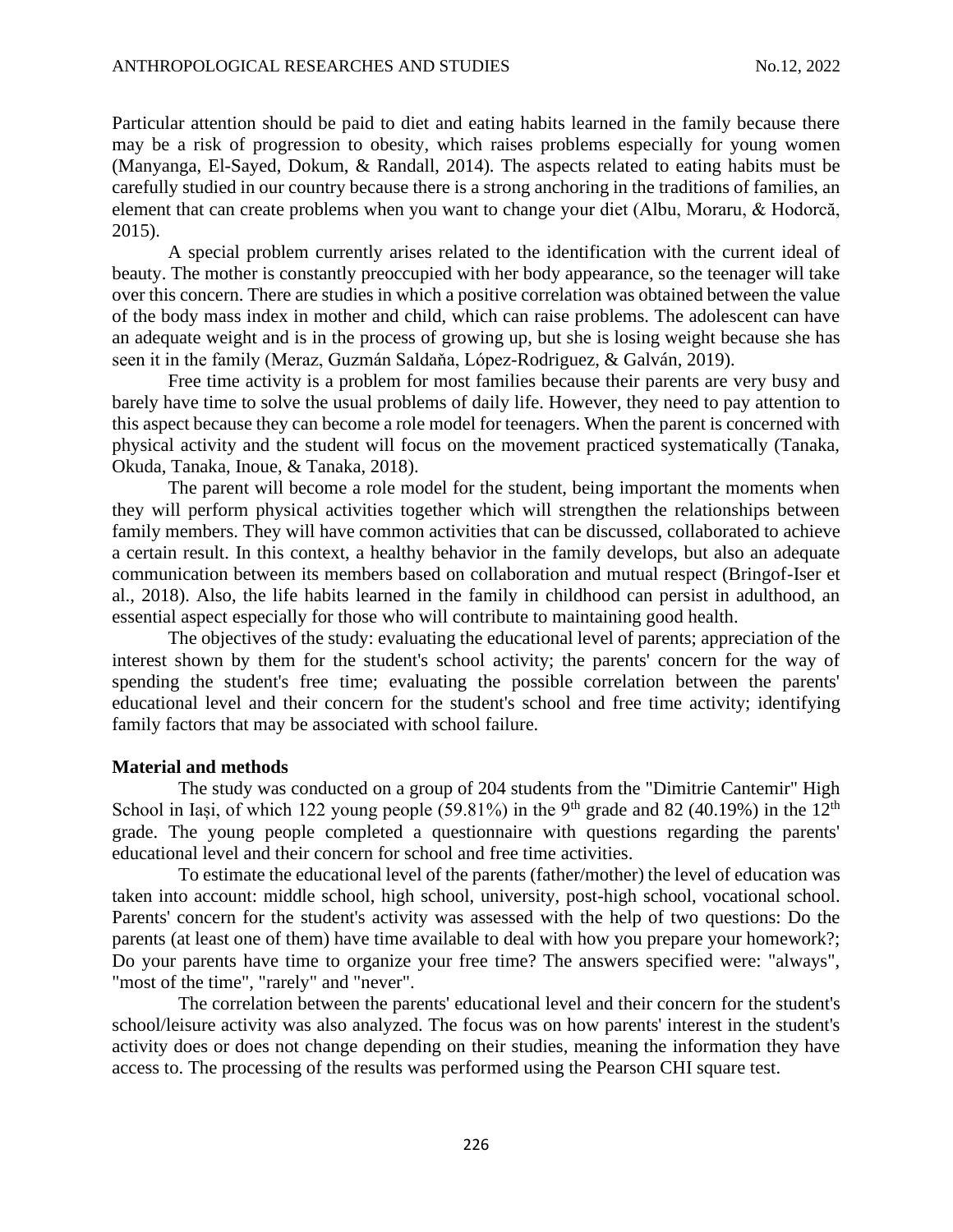Particular attention should be paid to diet and eating habits learned in the family because there may be a risk of progression to obesity, which raises problems especially for young women (Manyanga, El-Sayed, Dokum, & Randall, 2014). The aspects related to eating habits must be carefully studied in our country because there is a strong anchoring in the traditions of families, an element that can create problems when you want to change your diet (Albu, Moraru, & Hodorcă, 2015).

A special problem currently arises related to the identification with the current ideal of beauty. The mother is constantly preoccupied with her body appearance, so the teenager will take over this concern. There are studies in which a positive correlation was obtained between the value of the body mass index in mother and child, which can raise problems. The adolescent can have an adequate weight and is in the process of growing up, but she is losing weight because she has seen it in the family (Meraz, Guzmán Saldaňa, López-Rodriguez, & Galván, 2019).

Free time activity is a problem for most families because their parents are very busy and barely have time to solve the usual problems of daily life. However, they need to pay attention to this aspect because they can become a role model for teenagers. When the parent is concerned with physical activity and the student will focus on the movement practiced systematically (Tanaka, Okuda, Tanaka, Inoue, & Tanaka, 2018).

The parent will become a role model for the student, being important the moments when they will perform physical activities together which will strengthen the relationships between family members. They will have common activities that can be discussed, collaborated to achieve a certain result. In this context, a healthy behavior in the family develops, but also an adequate communication between its members based on collaboration and mutual respect (Bringof-Iser et al., 2018). Also, the life habits learned in the family in childhood can persist in adulthood, an essential aspect especially for those who will contribute to maintaining good health.

The objectives of the study: evaluating the educational level of parents; appreciation of the interest shown by them for the student's school activity; the parents' concern for the way of spending the student's free time; evaluating the possible correlation between the parents' educational level and their concern for the student's school and free time activity; identifying family factors that may be associated with school failure.

**Material and methods**

The study was conducted on a group of 204 students from the "Dimitrie Cantemir" High School in Iași, of which 122 young people (59.81%) in the 9th grade and 82 (40.19%) in the 12th grade. The young people completed a questionnaire with questions regarding the parents' educational level and their concern for school and free time activities.

To estimate the educational level of the parents (father/mother) the level of education was taken into account: middle school, high school, university, post-high school, vocational school. Parents' concern for the student's activity was assessed with the help of two questions: Do the parents (at least one of them) have time available to deal with how you prepare your homework?; Do your parents have time to organize your free time? The answers specified were: "always", "most of the time", "rarely" and "never".

The correlation between the parents' educational level and their concern for the student's school/leisure activity was also analyzed. The focus was on how parents' interest in the student's activity does or does not change depending on their studies, meaning the information they have access to. The processing of the results was performed using the Pearson CHI square test.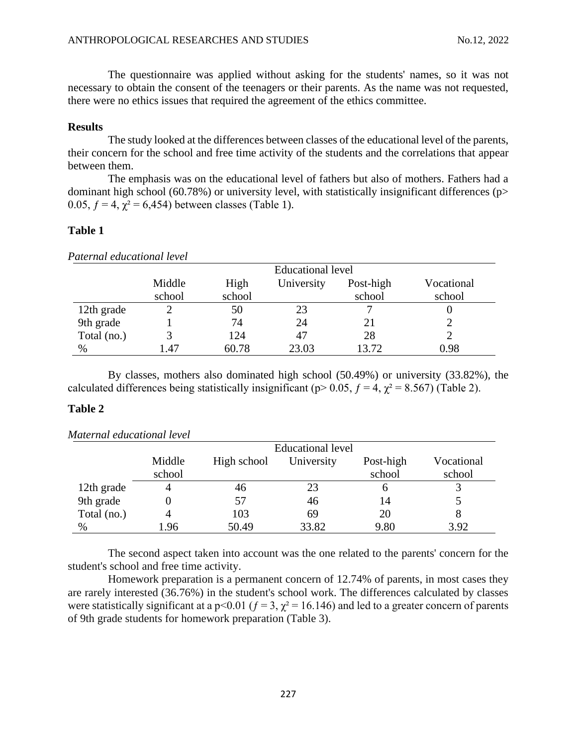The questionnaire was applied without asking for the students' names, so it was not necessary to obtain the consent of the teenagers or their parents. As the name was not requested, there were no ethics issues that required the agreement of the ethics committee.

**Results**

The study looked at the differences between classes of the educational level of the parents, their concern for the school and free time activity of the students and the correlations that appear between them.

The emphasis was on the educational level of fathers but also of mothers. Fathers had a dominant high school (60.78%) or university level, with statistically insignificant differences ($p > 0.05$, $f = 4$, $\chi^2 = 6{,}454$) between classes (Table 1).

**Table 1**

*Paternal educational level*

| | Educational level | | | | |
|---|---|---|---|---|---|
| | Middle school | High school | University | Post-high school | Vocational school |
| 12th grade | 2 | 50 | 23 | 7 | 0 |
| 9th grade | 1 | 74 | 24 | 21 | 2 |
| Total (no.) | 3 | 124 | 47 | 28 | 2 |
| % | 1.47 | 60.78 | 23.03 | 13.72 | 0.98 |

By classes, mothers also dominated high school (50.49%) or university (33.82%), the calculated differences being statistically insignificant ($p > 0.05$, $f = 4$, $\chi^2 = 8.567$) (Table 2).

**Table 2**

*Maternal educational level*

| | Educational level | | | | |
|---|---|---|---|---|---|
| | Middle school | High school | University | Post-high school | Vocational school |
| 12th grade | 4 | 46 | 23 | 6 | 3 |
| 9th grade | 0 | 57 | 46 | 14 | 5 |
| Total (no.) | 4 | 103 | 69 | 20 | 8 |
| % | 1.96 | 50.49 | 33.82 | 9.80 | 3.92 |

The second aspect taken into account was the one related to the parents' concern for the student's school and free time activity.

Homework preparation is a permanent concern of 12.74% of parents, in most cases they are rarely interested (36.76%) in the student's school work. The differences calculated by classes were statistically significant at a $p < 0.01$ ($f = 3$, $\chi^2 = 16.146$) and led to a greater concern of parents of 9th grade students for homework preparation (Table 3).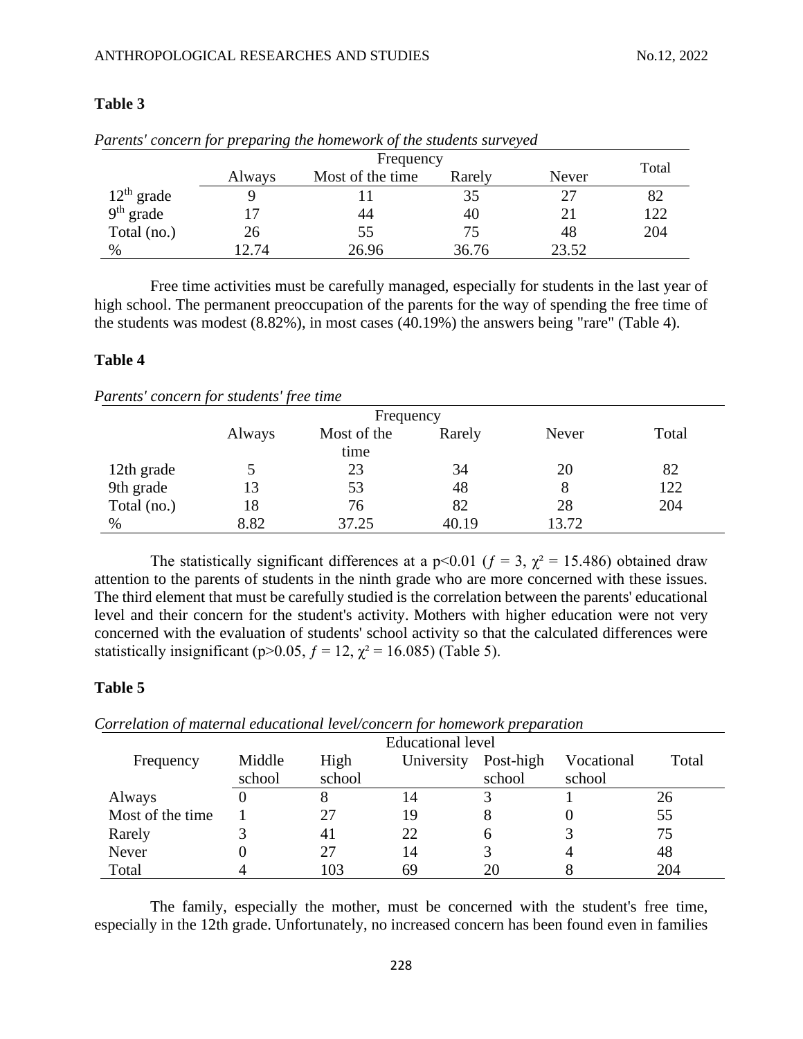**Table 3**

*Parents' concern for preparing the homework of the students surveyed*

| | Frequency | | | | Total |
|---|---|---|---|---|---|
| | Always | Most of the time | Rarely | Never | |
| 12th grade | 9 | 11 | 35 | 27 | 82 |
| 9th grade | 17 | 44 | 40 | 21 | 122 |
| Total (no.) | 26 | 55 | 75 | 48 | 204 |
| % | 12.74 | 26.96 | 36.76 | 23.52 | |

Free time activities must be carefully managed, especially for students in the last year of high school. The permanent preoccupation of the parents for the way of spending the free time of the students was modest (8.82%), in most cases (40.19%) the answers being "rare" (Table 4).

**Table 4**

*Parents' concern for students' free time*

| | Frequency | | | | |
|---|---|---|---|---|---|
| | Always | Most of the time | Rarely | Never | Total |
| 12th grade | 5 | 23 | 34 | 20 | 82 |
| 9th grade | 13 | 53 | 48 | 8 | 122 |
| Total (no.) | 18 | 76 | 82 | 28 | 204 |
| % | 8.82 | 37.25 | 40.19 | 13.72 | |

The statistically significant differences at a $p<0.01$ ($f = 3$, $\chi^2 = 15.486$) obtained draw attention to the parents of students in the ninth grade who are more concerned with these issues. The third element that must be carefully studied is the correlation between the parents' educational level and their concern for the student's activity. Mothers with higher education were not very concerned with the evaluation of students' school activity so that the calculated differences were statistically insignificant ($p>0.05$, $f = 12$, $\chi^2 = 16.085$) (Table 5).

**Table 5**

*Correlation of maternal educational level/concern for homework preparation*

| | Educational level | | | | | |
|---|---|---|---|---|---|---|
| Frequency | Middle school | High school | University | Post-high school | Vocational school | Total |
| Always | 0 | 8 | 14 | 3 | 1 | 26 |
| Most of the time | 1 | 27 | 19 | 8 | 0 | 55 |
| Rarely | 3 | 41 | 22 | 6 | 3 | 75 |
| Never | 0 | 27 | 14 | 3 | 4 | 48 |
| Total | 4 | 103 | 69 | 20 | 8 | 204 |

The family, especially the mother, must be concerned with the student's free time, especially in the 12th grade. Unfortunately, no increased concern has been found even in families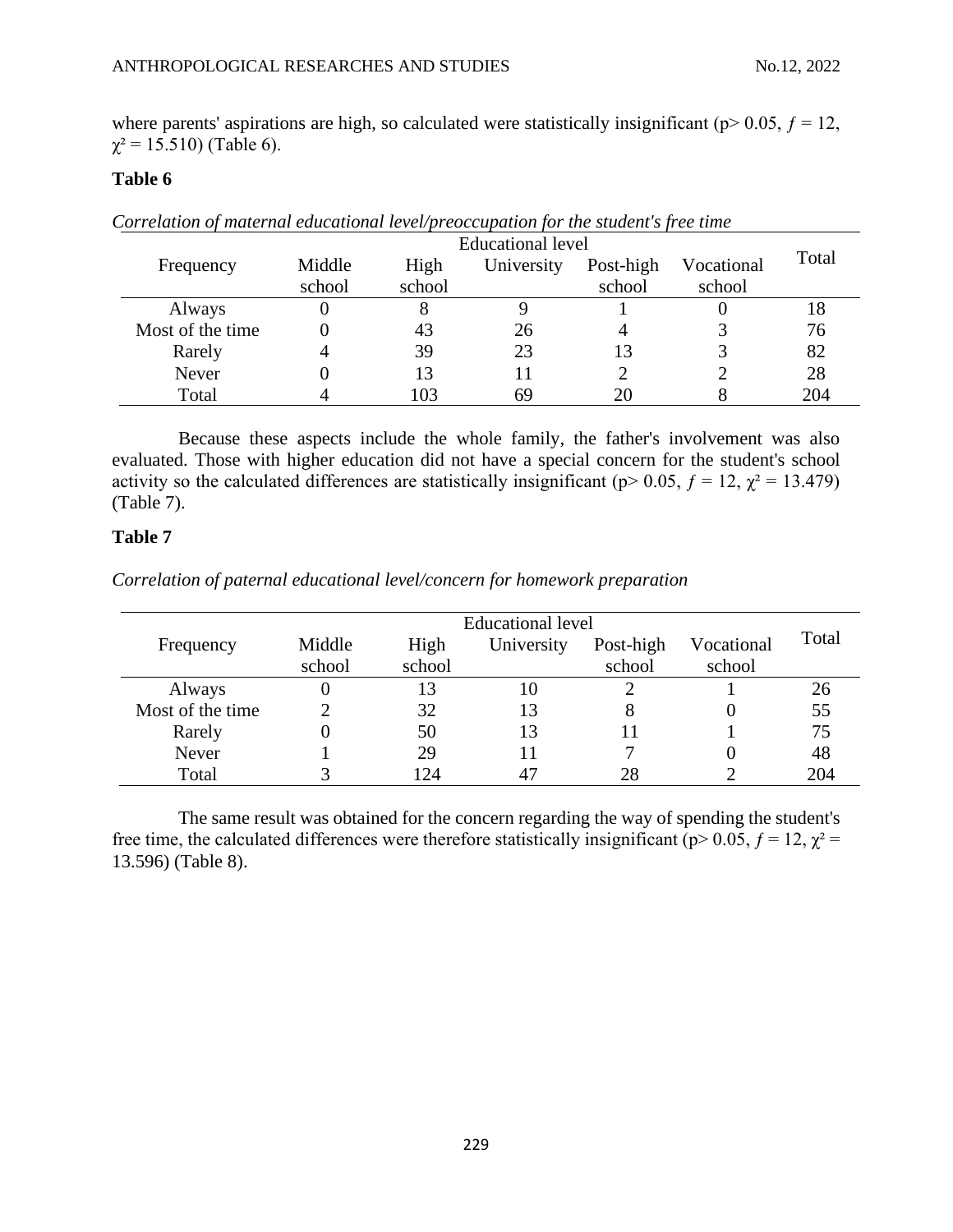where parents' aspirations are high, so calculated were statistically insignificant ($p > 0.05$, $f = 12$, $\chi^2 = 15.510$) (Table 6).

**Table 6**

*Correlation of maternal educational level/preoccupation for the student's free time*

| Frequency | Educational level | | | | | Total |
|---|---|---|---|---|---|---|
| | Middle school | High school | University | Post-high school | Vocational school | |
| Always | 0 | 8 | 9 | 1 | 0 | 18 |
| Most of the time | 0 | 43 | 26 | 4 | 3 | 76 |
| Rarely | 4 | 39 | 23 | 13 | 3 | 82 |
| Never | 0 | 13 | 11 | 2 | 2 | 28 |
| Total | 4 | 103 | 69 | 20 | 8 | 204 |

Because these aspects include the whole family, the father's involvement was also evaluated. Those with higher education did not have a special concern for the student's school activity so the calculated differences are statistically insignificant ($p > 0.05$, $f = 12$, $\chi^2 = 13.479$) (Table 7).

**Table 7**

*Correlation of paternal educational level/concern for homework preparation*

| Frequency | Educational level | | | | | Total |
|---|---|---|---|---|---|---|
| | Middle school | High school | University | Post-high school | Vocational school | |
| Always | 0 | 13 | 10 | 2 | 1 | 26 |
| Most of the time | 2 | 32 | 13 | 8 | 0 | 55 |
| Rarely | 0 | 50 | 13 | 11 | 1 | 75 |
| Never | 1 | 29 | 11 | 7 | 0 | 48 |
| Total | 3 | 124 | 47 | 28 | 2 | 204 |

The same result was obtained for the concern regarding the way of spending the student's free time, the calculated differences were therefore statistically insignificant ($p > 0.05$, $f = 12$, $\chi^2 = 13.596$) (Table 8).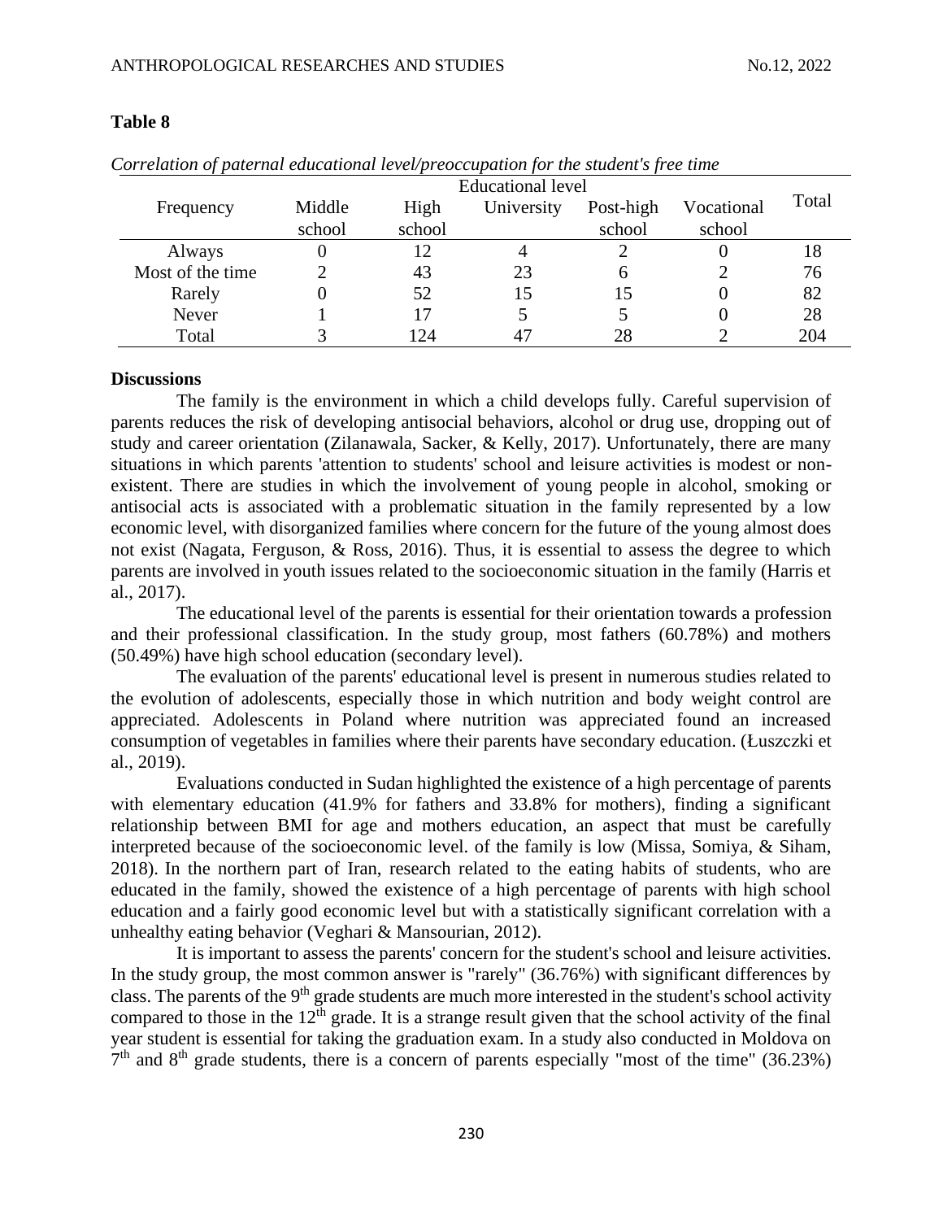**Table 8**

*Correlation of paternal educational level/preoccupation for the student's free time*

| Frequency | Educational level | | | | | Total |
|---|---|---|---|---|---|---|
| | Middle school | High school | University | Post-high school | Vocational school | |
| Always | 0 | 12 | 4 | 2 | 0 | 18 |
| Most of the time | 2 | 43 | 23 | 6 | 2 | 76 |
| Rarely | 0 | 52 | 15 | 15 | 0 | 82 |
| Never | 1 | 17 | 5 | 5 | 0 | 28 |
| Total | 3 | 124 | 47 | 28 | 2 | 204 |

**Discussions**

The family is the environment in which a child develops fully. Careful supervision of parents reduces the risk of developing antisocial behaviors, alcohol or drug use, dropping out of study and career orientation (Zilanawala, Sacker, & Kelly, 2017). Unfortunately, there are many situations in which parents 'attention to students' school and leisure activities is modest or non-existent. There are studies in which the involvement of young people in alcohol, smoking or antisocial acts is associated with a problematic situation in the family represented by a low economic level, with disorganized families where concern for the future of the young almost does not exist (Nagata, Ferguson, & Ross, 2016). Thus, it is essential to assess the degree to which parents are involved in youth issues related to the socioeconomic situation in the family (Harris et al., 2017).

The educational level of the parents is essential for their orientation towards a profession and their professional classification. In the study group, most fathers (60.78%) and mothers (50.49%) have high school education (secondary level).

The evaluation of the parents' educational level is present in numerous studies related to the evolution of adolescents, especially those in which nutrition and body weight control are appreciated. Adolescents in Poland where nutrition was appreciated found an increased consumption of vegetables in families where their parents have secondary education. (Łuszczki et al., 2019).

Evaluations conducted in Sudan highlighted the existence of a high percentage of parents with elementary education (41.9% for fathers and 33.8% for mothers), finding a significant relationship between BMI for age and mothers education, an aspect that must be carefully interpreted because of the socioeconomic level. of the family is low (Missa, Somiya, & Siham, 2018). In the northern part of Iran, research related to the eating habits of students, who are educated in the family, showed the existence of a high percentage of parents with high school education and a fairly good economic level but with a statistically significant correlation with a unhealthy eating behavior (Veghari & Mansourian, 2012).

It is important to assess the parents' concern for the student's school and leisure activities. In the study group, the most common answer is "rarely" (36.76%) with significant differences by class. The parents of the 9th grade students are much more interested in the student's school activity compared to those in the 12th grade. It is a strange result given that the school activity of the final year student is essential for taking the graduation exam. In a study also conducted in Moldova on 7th and 8th grade students, there is a concern of parents especially "most of the time" (36.23%)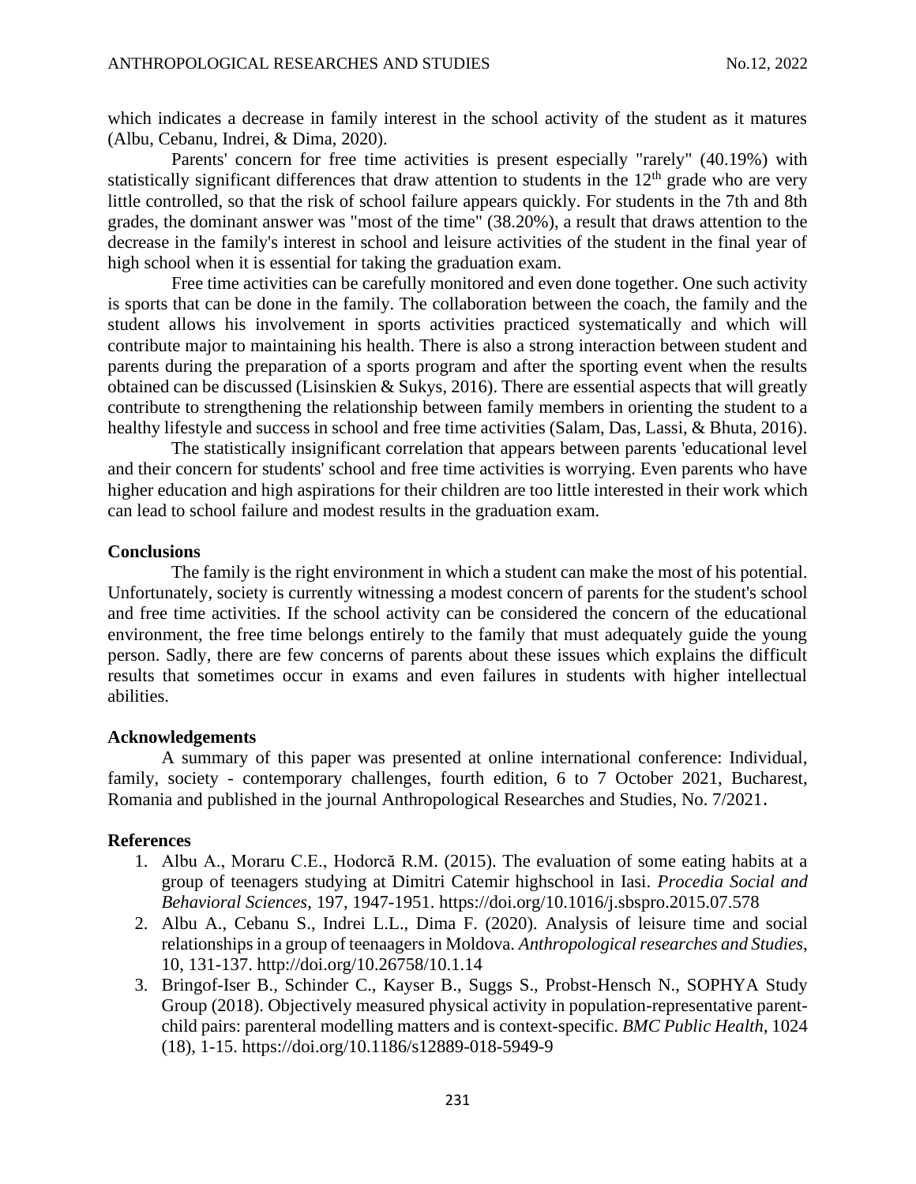which indicates a decrease in family interest in the school activity of the student as it matures (Albu, Cebanu, Indrei, & Dima, 2020).

Parents' concern for free time activities is present especially "rarely" (40.19%) with statistically significant differences that draw attention to students in the $12^{th}$ grade who are very little controlled, so that the risk of school failure appears quickly. For students in the 7th and 8th grades, the dominant answer was "most of the time" (38.20%), a result that draws attention to the decrease in the family's interest in school and leisure activities of the student in the final year of high school when it is essential for taking the graduation exam.

Free time activities can be carefully monitored and even done together. One such activity is sports that can be done in the family. The collaboration between the coach, the family and the student allows his involvement in sports activities practiced systematically and which will contribute major to maintaining his health. There is also a strong interaction between student and parents during the preparation of a sports program and after the sporting event when the results obtained can be discussed (Lisinskien & Sukys, 2016). There are essential aspects that will greatly contribute to strengthening the relationship between family members in orienting the student to a healthy lifestyle and success in school and free time activities (Salam, Das, Lassi, & Bhuta, 2016).

The statistically insignificant correlation that appears between parents 'educational level and their concern for students' school and free time activities is worrying. Even parents who have higher education and high aspirations for their children are too little interested in their work which can lead to school failure and modest results in the graduation exam.

## Conclusions

The family is the right environment in which a student can make the most of his potential. Unfortunately, society is currently witnessing a modest concern of parents for the student's school and free time activities. If the school activity can be considered the concern of the educational environment, the free time belongs entirely to the family that must adequately guide the young person. Sadly, there are few concerns of parents about these issues which explains the difficult results that sometimes occur in exams and even failures in students with higher intellectual abilities.

## Acknowledgements

A summary of this paper was presented at online international conference: Individual, family, society - contemporary challenges, fourth edition, 6 to 7 October 2021, Bucharest, Romania and published in the journal Anthropological Researches and Studies, No. 7/2021.

## References

1. Albu A., Moraru C.E., Hodorcă R.M. (2015). The evaluation of some eating habits at a group of teenagers studying at Dimitri Catemir highschool in Iasi. *Procedia Social and Behavioral Sciences*, 197, 1947-1951. https://doi.org/10.1016/j.sbspro.2015.07.578
2. Albu A., Cebanu S., Indrei L.L., Dima F. (2020). Analysis of leisure time and social relationships in a group of teenaagers in Moldova. *Anthropological researches and Studies*, 10, 131-137. http://doi.org/10.26758/10.1.14
3. Bringof-Iser B., Schinder C., Kayser B., Suggs S., Probst-Hensch N., SOPHYA Study Group (2018). Objectively measured physical activity in population-representative parent-child pairs: parenteral modelling matters and is context-specific. *BMC Public Health*, 1024 (18), 1-15. https://doi.org/10.1186/s12889-018-5949-9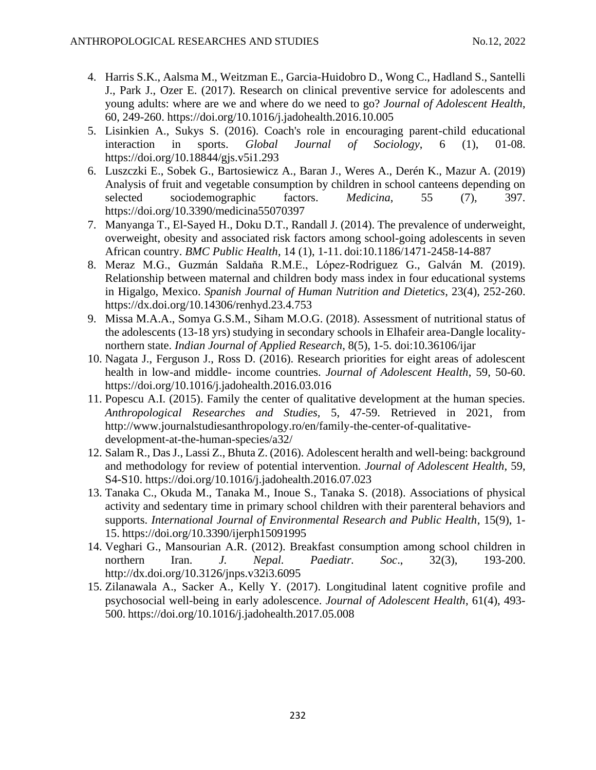4. Harris S.K., Aalsma M., Weitzman E., Garcia-Huidobro D., Wong C., Hadland S., Santelli J., Park J., Ozer E. (2017). Research on clinical preventive service for adolescents and young adults: where are we and where do we need to go? *Journal of Adolescent Health*, 60, 249-260. https://doi.org/10.1016/j.jadohealth.2016.10.005
5. Lisinkien A., Sukys S. (2016). Coach's role in encouraging parent-child educational interaction in sports. *Global Journal of Sociology*, 6 (1), 01-08. https://doi.org/10.18844/gjs.v5i1.293
6. Luszczki E., Sobek G., Bartosiewicz A., Baran J., Weres A., Derén K., Mazur A. (2019) Analysis of fruit and vegetable consumption by children in school canteens depending on selected sociodemographic factors. *Medicina*, 55 (7), 397. https://doi.org/10.3390/medicina55070397
7. Manyanga T., El-Sayed H., Doku D.T., Randall J. (2014). The prevalence of underweight, overweight, obesity and associated risk factors among school-going adolescents in seven African country. *BMC Public Health*, 14 (1), 1-11. doi:10.1186/1471-2458-14-887
8. Meraz M.G., Guzmán Saldaňa R.M.E., López-Rodriguez G., Galván M. (2019). Relationship between maternal and children body mass index in four educational systems in Higalgo, Mexico. *Spanish Journal of Human Nutrition and Dietetics*, 23(4), 252-260. https://dx.doi.org/10.14306/renhyd.23.4.753
9. Missa M.A.A., Somya G.S.M., Siham M.O.G. (2018). Assessment of nutritional status of the adolescents (13-18 yrs) studying in secondary schools in Elhafeir area-Dangle locality-northern state. *Indian Journal of Applied Research*, 8(5), 1-5. doi:10.36106/ijar
10. Nagata J., Ferguson J., Ross D. (2016). Research priorities for eight areas of adolescent health in low-and middle- income countries. *Journal of Adolescent Health*, 59, 50-60. https://doi.org/10.1016/j.jadohealth.2016.03.016
11. Popescu A.I. (2015). Family the center of qualitative development at the human species. *Anthropological Researches and Studies*, 5, 47-59. Retrieved in 2021, from http://www.journalstudiesanthropology.ro/en/family-the-center-of-qualitative-development-at-the-human-species/a32/
12. Salam R., Das J., Lassi Z., Bhuta Z. (2016). Adolescent herallth and well-being: background and methodology for review of potential intervention. *Journal of Adolescent Health*, 59, S4-S10. https://doi.org/10.1016/j.jadohealth.2016.07.023
13. Tanaka C., Okuda M., Tanaka M., Inoue S., Tanaka S. (2018). Associations of physical activity and sedentary time in primary school children with their parenteral behaviors and supports. *International Journal of Environmental Research and Public Health*, 15(9), 1-15. https://doi.org/10.3390/ijerph15091995
14. Veghari G., Mansourian A.R. (2012). Breakfast consumption among school children in northern Iran. *J. Nepal. Paediatr. Soc*., 32(3), 193-200. http://dx.doi.org/10.3126/jnps.v32i3.6095
15. Zilanawala A., Sacker A., Kelly Y. (2017). Longitudinal latent cognitive profile and psychosocial well-being in early adolescence. *Journal of Adolescent Health*, 61(4), 493-500. https://doi.org/10.1016/j.jadohealth.2017.05.008